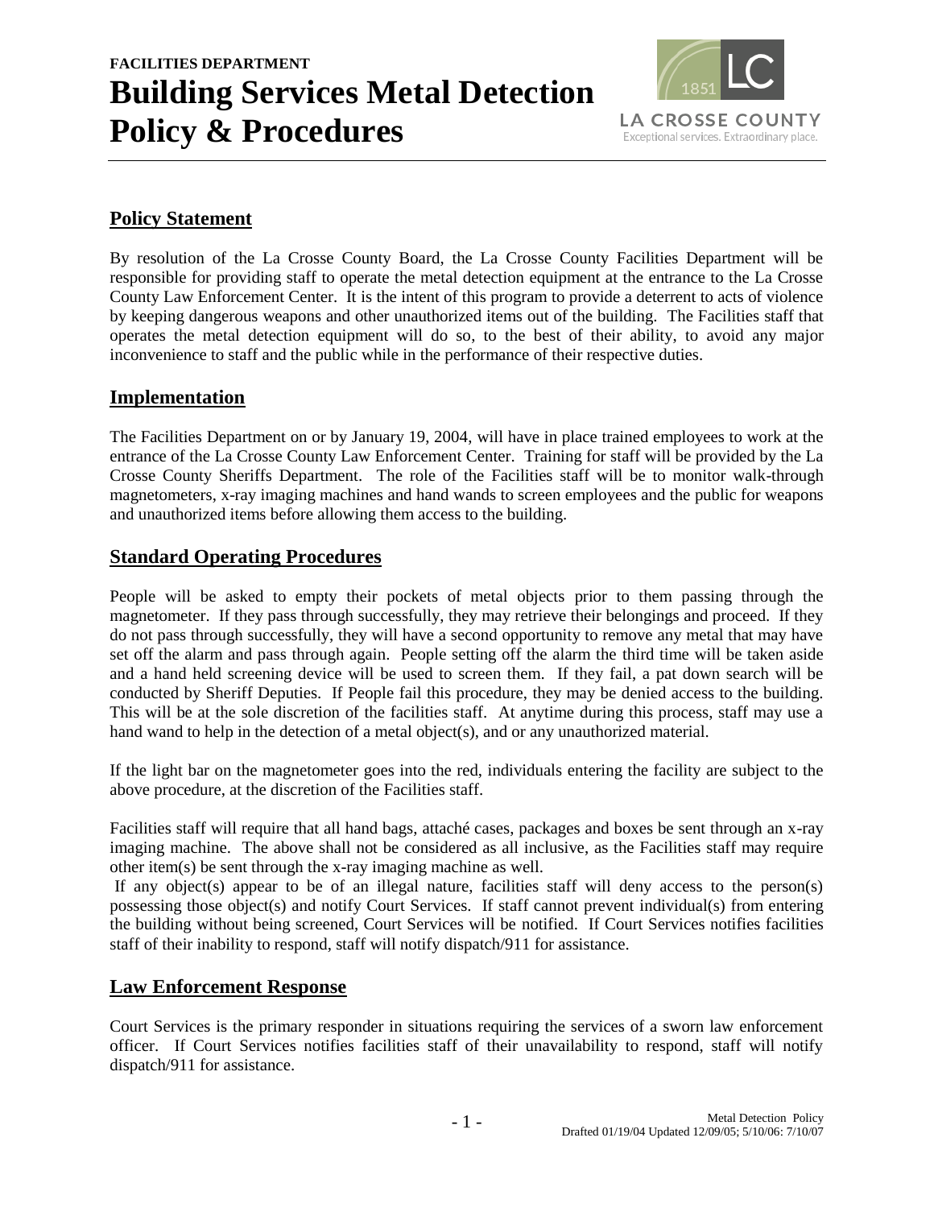**FACILITIES DEPARTMENT**

# Building Services Metal Detection Policy & Procedures

## Policy Statement

By resolution of the La Crosse County Board, the La Crosse County Facilities Department will be responsible for providing staff to operate the metal detection equipment at the entrance to the La Crosse County Law Enforcement Center. It is the intent of this program to provide a deterrent to acts of violence by keeping dangerous weapons and other unauthorized items out of the building. The Facilities staff that operates the metal detection equipment will do so, to the best of their ability, to avoid any major inconvenience to staff and the public while in the performance of their respective duties.

## Implementation

The Facilities Department on or by January 19, 2004, will have in place trained employees to work at the entrance of the La Crosse County Law Enforcement Center. Training for staff will be provided by the La Crosse County Sheriffs Department. The role of the Facilities staff will be to monitor walk-through magnetometers, x-ray imaging machines and hand wands to screen employees and the public for weapons and unauthorized items before allowing them access to the building.

## Standard Operating Procedures

People will be asked to empty their pockets of metal objects prior to them passing through the magnetometer. If they pass through successfully, they may retrieve their belongings and proceed. If they do not pass through successfully, they will have a second opportunity to remove any metal that may have set off the alarm and pass through again. People setting off the alarm the third time will be taken aside and a hand held screening device will be used to screen them. If they fail, a pat down search will be conducted by Sheriff Deputies. If People fail this procedure, they may be denied access to the building. This will be at the sole discretion of the facilities staff. At anytime during this process, staff may use a hand wand to help in the detection of a metal object(s), and or any unauthorized material.

If the light bar on the magnetometer goes into the red, individuals entering the facility are subject to the above procedure, at the discretion of the Facilities staff.

Facilities staff will require that all hand bags, attaché cases, packages and boxes be sent through an x-ray imaging machine. The above shall not be considered as all inclusive, as the Facilities staff may require other item(s) be sent through the x-ray imaging machine as well.

If any object(s) appear to be of an illegal nature, facilities staff will deny access to the person(s) possessing those object(s) and notify Court Services. If staff cannot prevent individual(s) from entering the building without being screened, Court Services will be notified. If Court Services notifies facilities staff of their inability to respond, staff will notify dispatch/911 for assistance.

## Law Enforcement Response

Court Services is the primary responder in situations requiring the services of a sworn law enforcement officer. If Court Services notifies facilities staff of their unavailability to respond, staff will notify dispatch/911 for assistance.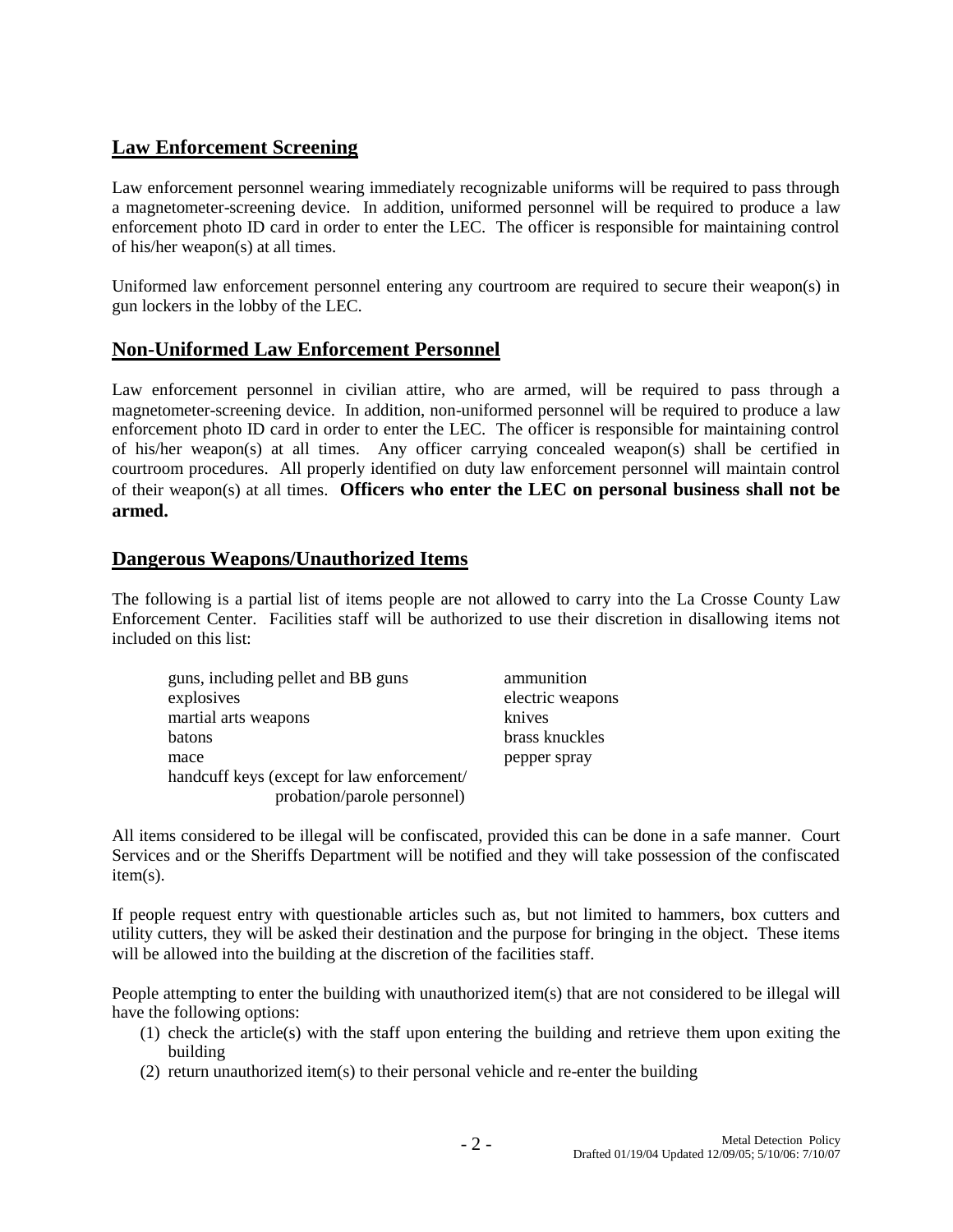## Law Enforcement Screening

Law enforcement personnel wearing immediately recognizable uniforms will be required to pass through a magnetometer-screening device. In addition, uniformed personnel will be required to produce a law enforcement photo ID card in order to enter the LEC. The officer is responsible for maintaining control of his/her weapon(s) at all times.

Uniformed law enforcement personnel entering any courtroom are required to secure their weapon(s) in gun lockers in the lobby of the LEC.

## Non-Uniformed Law Enforcement Personnel

Law enforcement personnel in civilian attire, who are armed, will be required to pass through a magnetometer-screening device. In addition, non-uniformed personnel will be required to produce a law enforcement photo ID card in order to enter the LEC. The officer is responsible for maintaining control of his/her weapon(s) at all times. Any officer carrying concealed weapon(s) shall be certified in courtroom procedures. All properly identified on duty law enforcement personnel will maintain control of their weapon(s) at all times. **Officers who enter the LEC on personal business shall not be armed.**

## Dangerous Weapons/Unauthorized Items

The following is a partial list of items people are not allowed to carry into the La Crosse County Law Enforcement Center. Facilities staff will be authorized to use their discretion in disallowing items not included on this list:

- guns, including pellet and BB guns
- ammunition
- explosives
- electric weapons
- martial arts weapons
- knives
- batons
- brass knuckles
- mace
- pepper spray
- handcuff keys (except for law enforcement/ probation/parole personnel)

All items considered to be illegal will be confiscated, provided this can be done in a safe manner. Court Services and or the Sheriffs Department will be notified and they will take possession of the confiscated item(s).

If people request entry with questionable articles such as, but not limited to hammers, box cutters and utility cutters, they will be asked their destination and the purpose for bringing in the object. These items will be allowed into the building at the discretion of the facilities staff.

People attempting to enter the building with unauthorized item(s) that are not considered to be illegal will have the following options:

(1) check the article(s) with the staff upon entering the building and retrieve them upon exiting the building
(2) return unauthorized item(s) to their personal vehicle and re-enter the building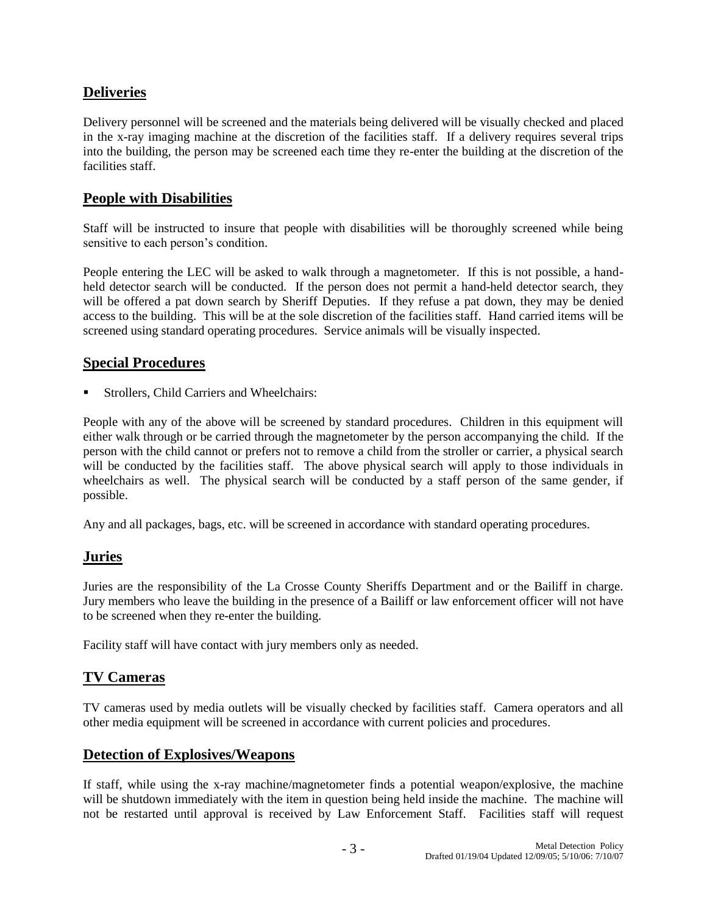## Deliveries

Delivery personnel will be screened and the materials being delivered will be visually checked and placed in the x-ray imaging machine at the discretion of the facilities staff. If a delivery requires several trips into the building, the person may be screened each time they re-enter the building at the discretion of the facilities staff.

## People with Disabilities

Staff will be instructed to insure that people with disabilities will be thoroughly screened while being sensitive to each person's condition.

People entering the LEC will be asked to walk through a magnetometer. If this is not possible, a hand-held detector search will be conducted. If the person does not permit a hand-held detector search, they will be offered a pat down search by Sheriff Deputies. If they refuse a pat down, they may be denied access to the building. This will be at the sole discretion of the facilities staff. Hand carried items will be screened using standard operating procedures. Service animals will be visually inspected.

## Special Procedures

- Strollers, Child Carriers and Wheelchairs:

People with any of the above will be screened by standard procedures. Children in this equipment will either walk through or be carried through the magnetometer by the person accompanying the child. If the person with the child cannot or prefers not to remove a child from the stroller or carrier, a physical search will be conducted by the facilities staff. The above physical search will apply to those individuals in wheelchairs as well. The physical search will be conducted by a staff person of the same gender, if possible.

Any and all packages, bags, etc. will be screened in accordance with standard operating procedures.

## Juries

Juries are the responsibility of the La Crosse County Sheriffs Department and or the Bailiff in charge. Jury members who leave the building in the presence of a Bailiff or law enforcement officer will not have to be screened when they re-enter the building.

Facility staff will have contact with jury members only as needed.

## TV Cameras

TV cameras used by media outlets will be visually checked by facilities staff. Camera operators and all other media equipment will be screened in accordance with current policies and procedures.

## Detection of Explosives/Weapons

If staff, while using the x-ray machine/magnetometer finds a potential weapon/explosive, the machine will be shutdown immediately with the item in question being held inside the machine. The machine will not be restarted until approval is received by Law Enforcement Staff. Facilities staff will request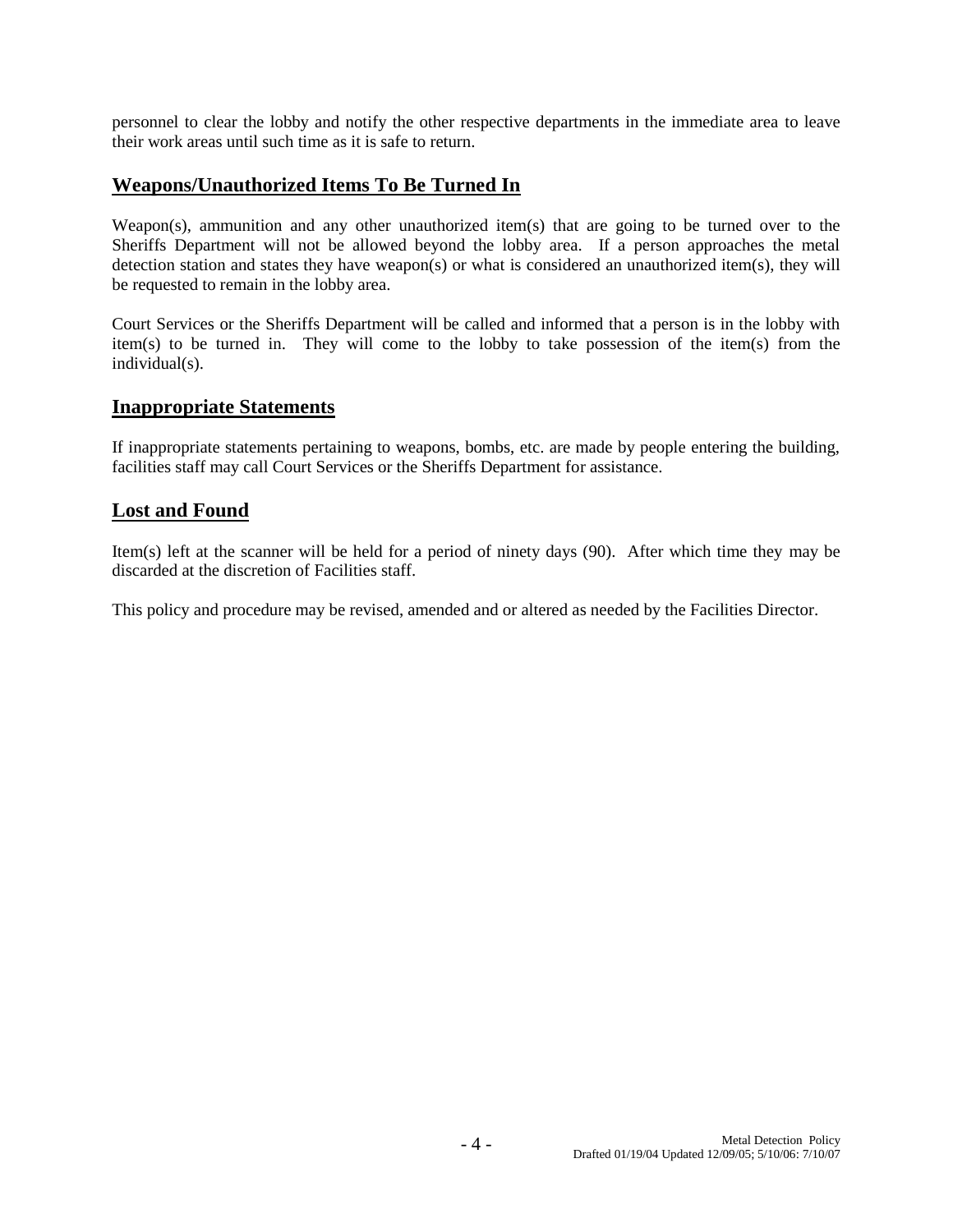personnel to clear the lobby and notify the other respective departments in the immediate area to leave their work areas until such time as it is safe to return.

## Weapons/Unauthorized Items To Be Turned In

Weapon(s), ammunition and any other unauthorized item(s) that are going to be turned over to the Sheriffs Department will not be allowed beyond the lobby area. If a person approaches the metal detection station and states they have weapon(s) or what is considered an unauthorized item(s), they will be requested to remain in the lobby area.

Court Services or the Sheriffs Department will be called and informed that a person is in the lobby with item(s) to be turned in. They will come to the lobby to take possession of the item(s) from the individual(s).

## Inappropriate Statements

If inappropriate statements pertaining to weapons, bombs, etc. are made by people entering the building, facilities staff may call Court Services or the Sheriffs Department for assistance.

## Lost and Found

Item(s) left at the scanner will be held for a period of ninety days (90). After which time they may be discarded at the discretion of Facilities staff.

This policy and procedure may be revised, amended and or altered as needed by the Facilities Director.